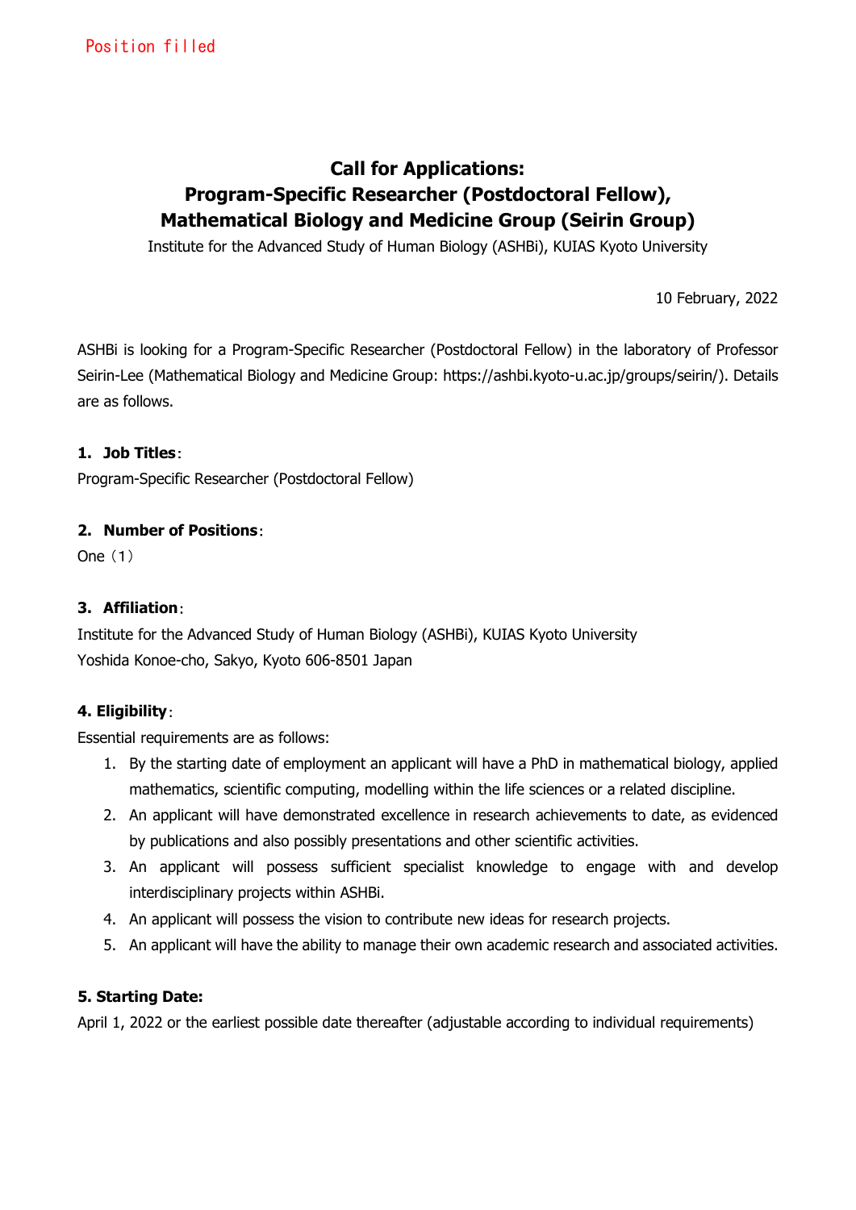Position filled

# Call for Applications: Program-Specific Researcher (Postdoctoral Fellow), Mathematical Biology and Medicine Group (Seirin Group)

Institute for the Advanced Study of Human Biology (ASHBi), KUIAS Kyoto University

10 February, 2022

ASHBi is looking for a Program-Specific Researcher (Postdoctoral Fellow) in the laboratory of Professor Seirin-Lee (Mathematical Biology and Medicine Group: https://ashbi.kyoto-u.ac.jp/groups/seirin/). Details are as follows.

### 1. Job Titles：

Program-Specific Researcher (Postdoctoral Fellow)

### 2. Number of Positions：

One（1）

### 3. Affiliation：

Institute for the Advanced Study of Human Biology (ASHBi), KUIAS Kyoto University
Yoshida Konoe-cho, Sakyo, Kyoto 606-8501 Japan

### 4. Eligibility：

Essential requirements are as follows:

1. By the starting date of employment an applicant will have a PhD in mathematical biology, applied mathematics, scientific computing, modelling within the life sciences or a related discipline.
2. An applicant will have demonstrated excellence in research achievements to date, as evidenced by publications and also possibly presentations and other scientific activities.
3. An applicant will possess sufficient specialist knowledge to engage with and develop interdisciplinary projects within ASHBi.
4. An applicant will possess the vision to contribute new ideas for research projects.
5. An applicant will have the ability to manage their own academic research and associated activities.

### 5. Starting Date:

April 1, 2022 or the earliest possible date thereafter (adjustable according to individual requirements)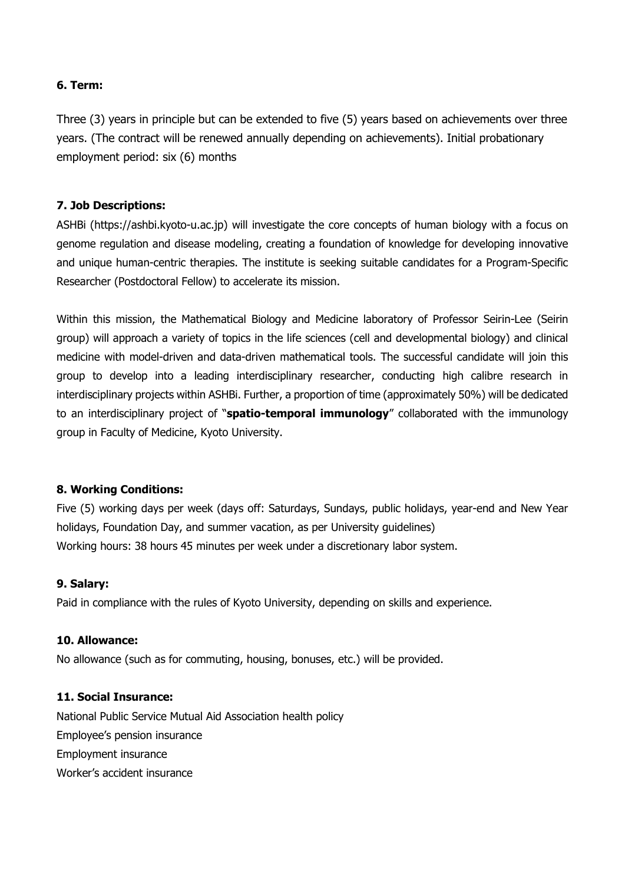### 6. Term:

Three (3) years in principle but can be extended to five (5) years based on achievements over three years. (The contract will be renewed annually depending on achievements). Initial probationary employment period: six (6) months

### 7. Job Descriptions:

ASHBi (https://ashbi.kyoto-u.ac.jp) will investigate the core concepts of human biology with a focus on genome regulation and disease modeling, creating a foundation of knowledge for developing innovative and unique human-centric therapies. The institute is seeking suitable candidates for a Program-Specific Researcher (Postdoctoral Fellow) to accelerate its mission.

Within this mission, the Mathematical Biology and Medicine laboratory of Professor Seirin-Lee (Seirin group) will approach a variety of topics in the life sciences (cell and developmental biology) and clinical medicine with model-driven and data-driven mathematical tools. The successful candidate will join this group to develop into a leading interdisciplinary researcher, conducting high calibre research in interdisciplinary projects within ASHBi. Further, a proportion of time (approximately 50%) will be dedicated to an interdisciplinary project of "**spatio-temporal immunology**" collaborated with the immunology group in Faculty of Medicine, Kyoto University.

### 8. Working Conditions:

Five (5) working days per week (days off: Saturdays, Sundays, public holidays, year-end and New Year holidays, Foundation Day, and summer vacation, as per University guidelines)
Working hours: 38 hours 45 minutes per week under a discretionary labor system.

### 9. Salary:

Paid in compliance with the rules of Kyoto University, depending on skills and experience.

### 10. Allowance:

No allowance (such as for commuting, housing, bonuses, etc.) will be provided.

### 11. Social Insurance:

National Public Service Mutual Aid Association health policy
Employee's pension insurance
Employment insurance
Worker's accident insurance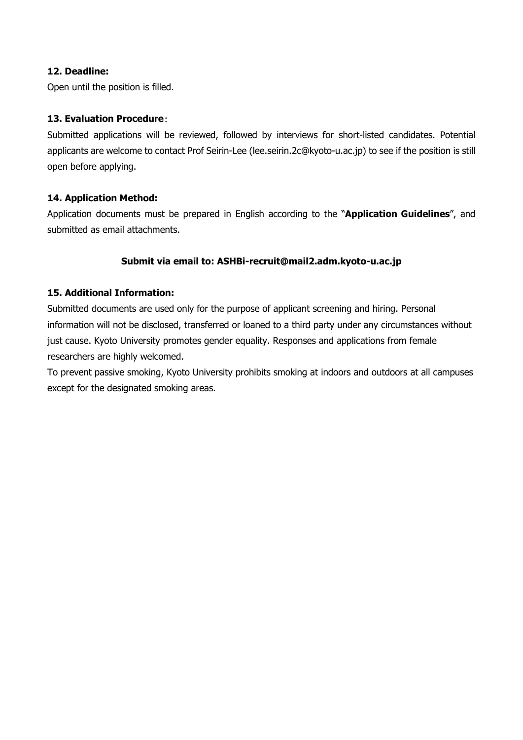**12. Deadline:**

Open until the position is filled.

**13. Evaluation Procedure**：

Submitted applications will be reviewed, followed by interviews for short-listed candidates. Potential applicants are welcome to contact Prof Seirin-Lee (lee.seirin.2c@kyoto-u.ac.jp) to see if the position is still open before applying.

**14. Application Method:**

Application documents must be prepared in English according to the "**Application Guidelines**", and submitted as email attachments.

**Submit via email to: ASHBi-recruit@mail2.adm.kyoto-u.ac.jp**

**15. Additional Information:**

Submitted documents are used only for the purpose of applicant screening and hiring. Personal information will not be disclosed, transferred or loaned to a third party under any circumstances without just cause. Kyoto University promotes gender equality. Responses and applications from female researchers are highly welcomed.

To prevent passive smoking, Kyoto University prohibits smoking at indoors and outdoors at all campuses except for the designated smoking areas.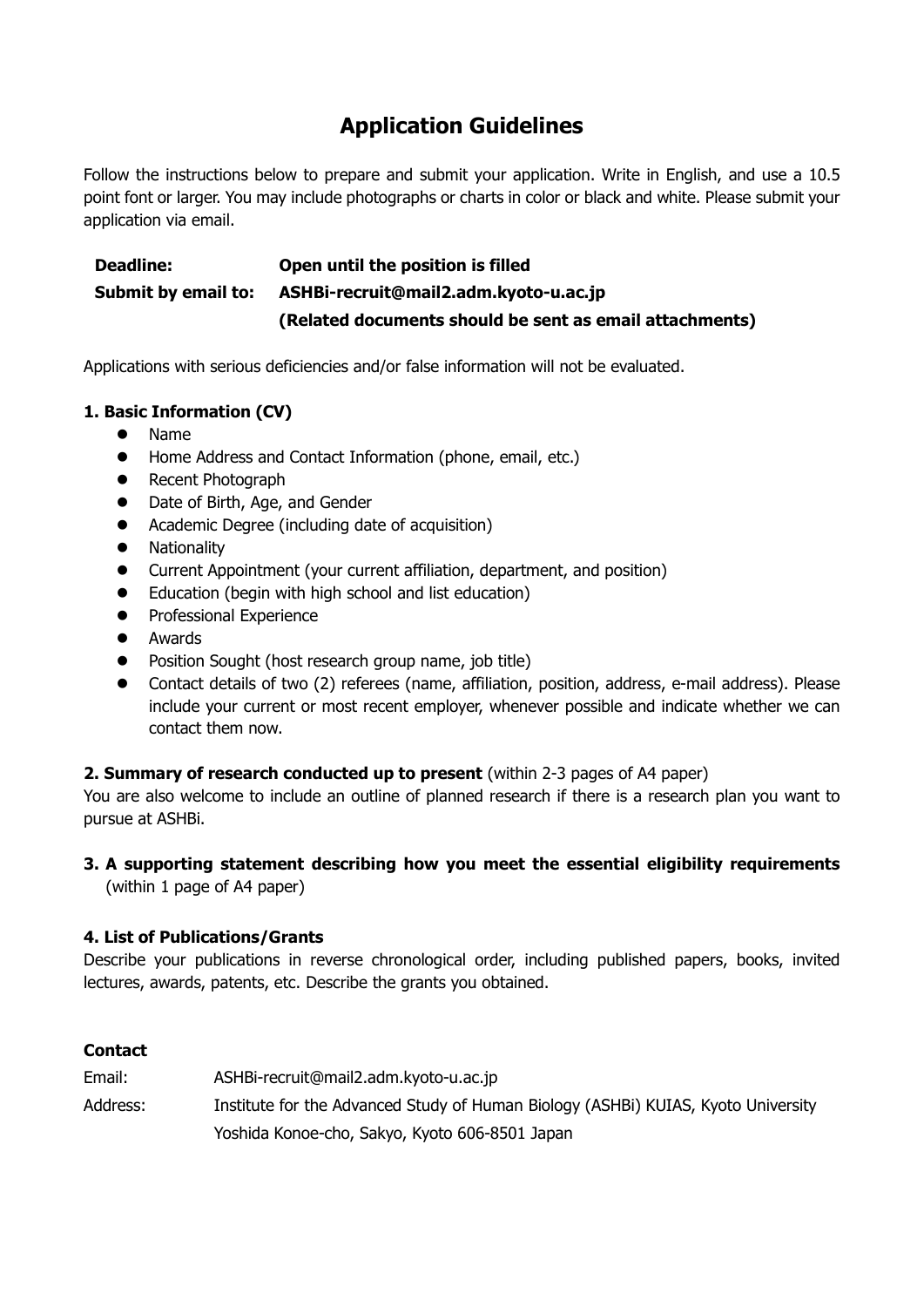# Application Guidelines

Follow the instructions below to prepare and submit your application. Write in English, and use a 10.5 point font or larger. You may include photographs or charts in color or black and white. Please submit your application via email.

**Deadline:** **Open until the position is filled**

**Submit by email to:** **ASHBi-recruit@mail2.adm.kyoto-u.ac.jp**
**(Related documents should be sent as email attachments)**

Applications with serious deficiencies and/or false information will not be evaluated.

### 1. Basic Information (CV)

- Name
- Home Address and Contact Information (phone, email, etc.)
- Recent Photograph
- Date of Birth, Age, and Gender
- Academic Degree (including date of acquisition)
- Nationality
- Current Appointment (your current affiliation, department, and position)
- Education (begin with high school and list education)
- Professional Experience
- Awards
- Position Sought (host research group name, job title)
- Contact details of two (2) referees (name, affiliation, position, address, e-mail address). Please include your current or most recent employer, whenever possible and indicate whether we can contact them now.

### 2. Summary of research conducted up to present (within 2-3 pages of A4 paper)

You are also welcome to include an outline of planned research if there is a research plan you want to pursue at ASHBi.

### 3. A supporting statement describing how you meet the essential eligibility requirements (within 1 page of A4 paper)

### 4. List of Publications/Grants

Describe your publications in reverse chronological order, including published papers, books, invited lectures, awards, patents, etc. Describe the grants you obtained.

### Contact

Email: ASHBi-recruit@mail2.adm.kyoto-u.ac.jp

Address: Institute for the Advanced Study of Human Biology (ASHBi) KUIAS, Kyoto University
Yoshida Konoe-cho, Sakyo, Kyoto 606-8501 Japan